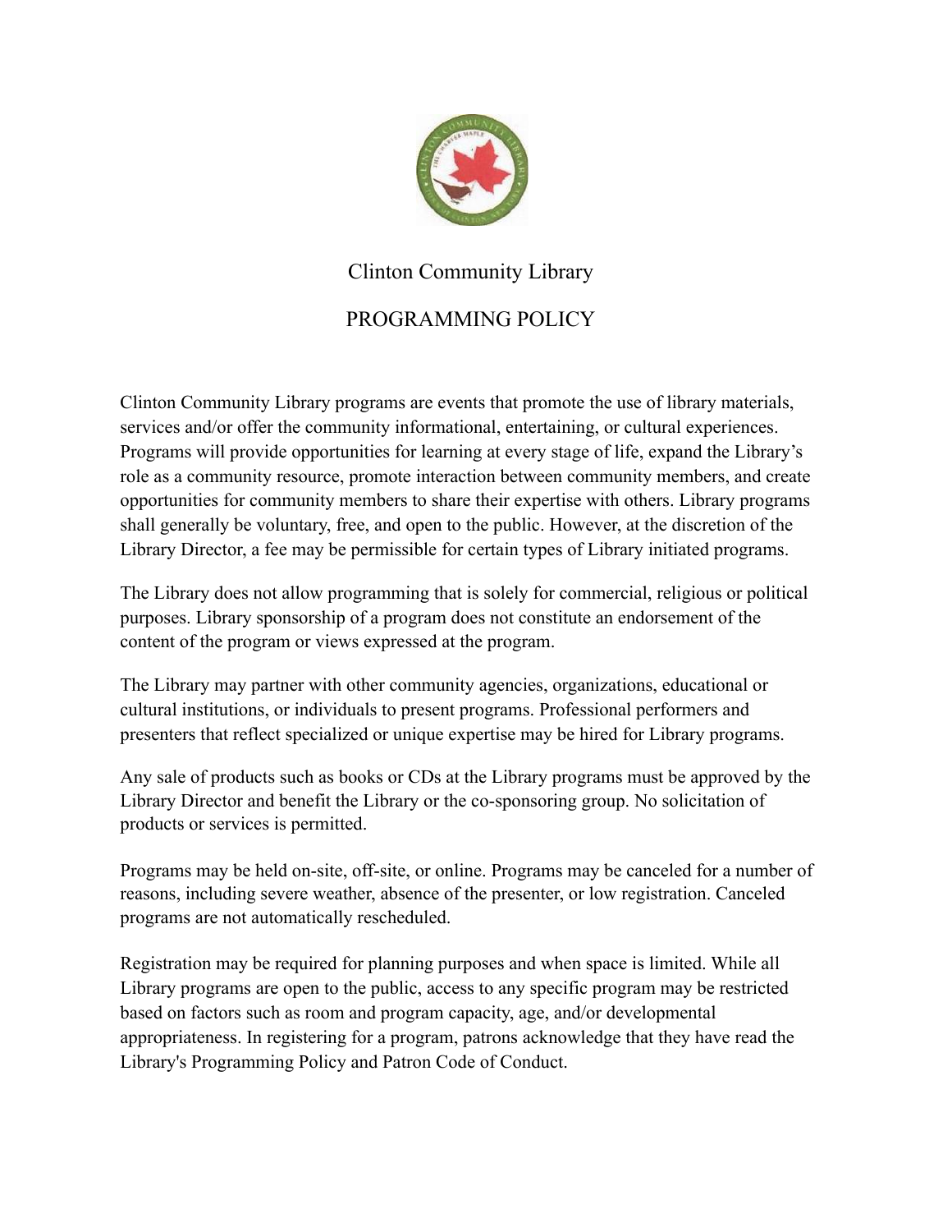# Clinton Community Library

## PROGRAMMING POLICY

Clinton Community Library programs are events that promote the use of library materials, services and/or offer the community informational, entertaining, or cultural experiences. Programs will provide opportunities for learning at every stage of life, expand the Library's role as a community resource, promote interaction between community members, and create opportunities for community members to share their expertise with others. Library programs shall generally be voluntary, free, and open to the public. However, at the discretion of the Library Director, a fee may be permissible for certain types of Library initiated programs.

The Library does not allow programming that is solely for commercial, religious or political purposes. Library sponsorship of a program does not constitute an endorsement of the content of the program or views expressed at the program.

The Library may partner with other community agencies, organizations, educational or cultural institutions, or individuals to present programs. Professional performers and presenters that reflect specialized or unique expertise may be hired for Library programs.

Any sale of products such as books or CDs at the Library programs must be approved by the Library Director and benefit the Library or the co-sponsoring group. No solicitation of products or services is permitted.

Programs may be held on-site, off-site, or online. Programs may be canceled for a number of reasons, including severe weather, absence of the presenter, or low registration. Canceled programs are not automatically rescheduled.

Registration may be required for planning purposes and when space is limited. While all Library programs are open to the public, access to any specific program may be restricted based on factors such as room and program capacity, age, and/or developmental appropriateness. In registering for a program, patrons acknowledge that they have read the Library's Programming Policy and Patron Code of Conduct.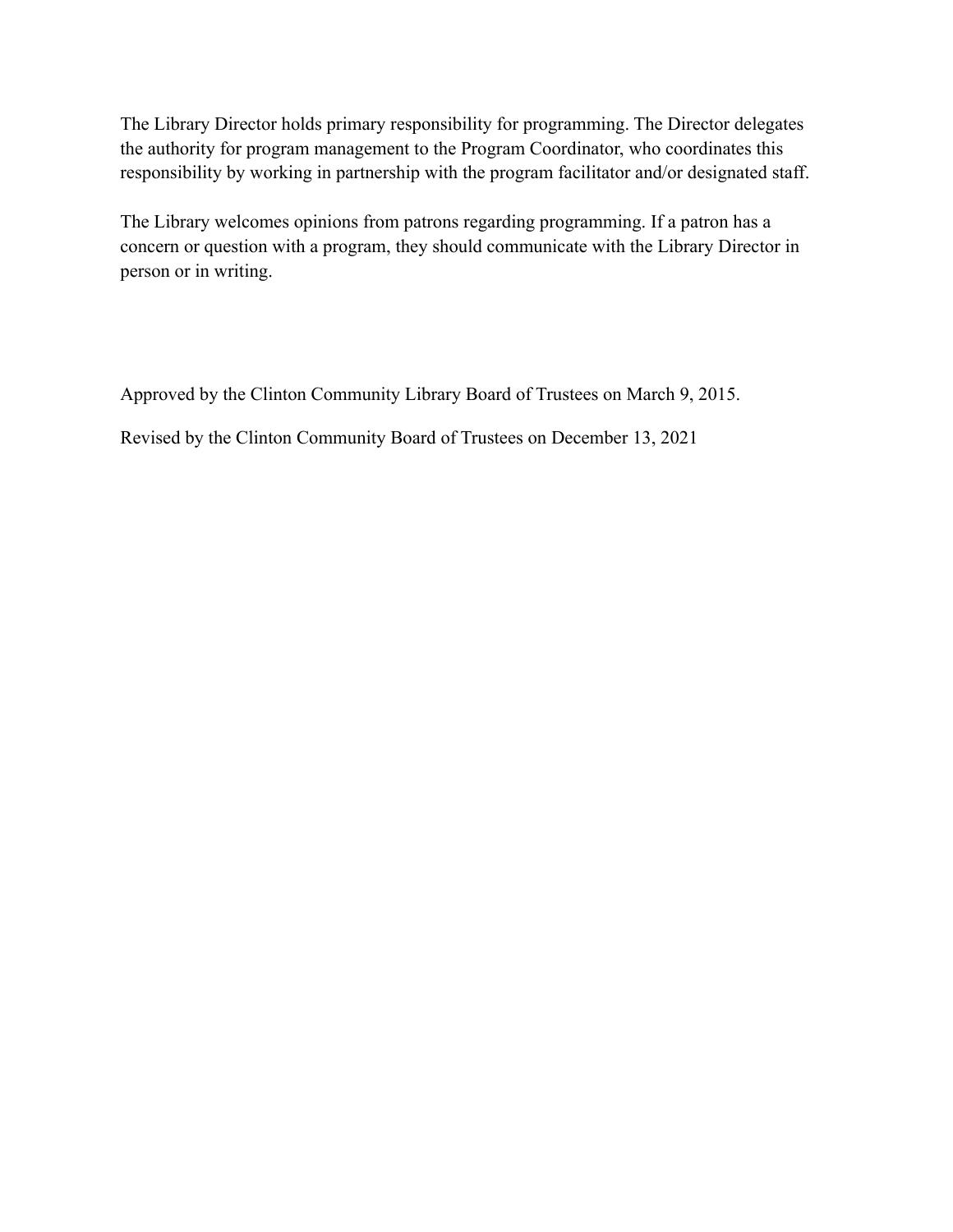The Library Director holds primary responsibility for programming. The Director delegates the authority for program management to the Program Coordinator, who coordinates this responsibility by working in partnership with the program facilitator and/or designated staff.

The Library welcomes opinions from patrons regarding programming. If a patron has a concern or question with a program, they should communicate with the Library Director in person or in writing.

Approved by the Clinton Community Library Board of Trustees on March 9, 2015.

Revised by the Clinton Community Board of Trustees on December 13, 2021